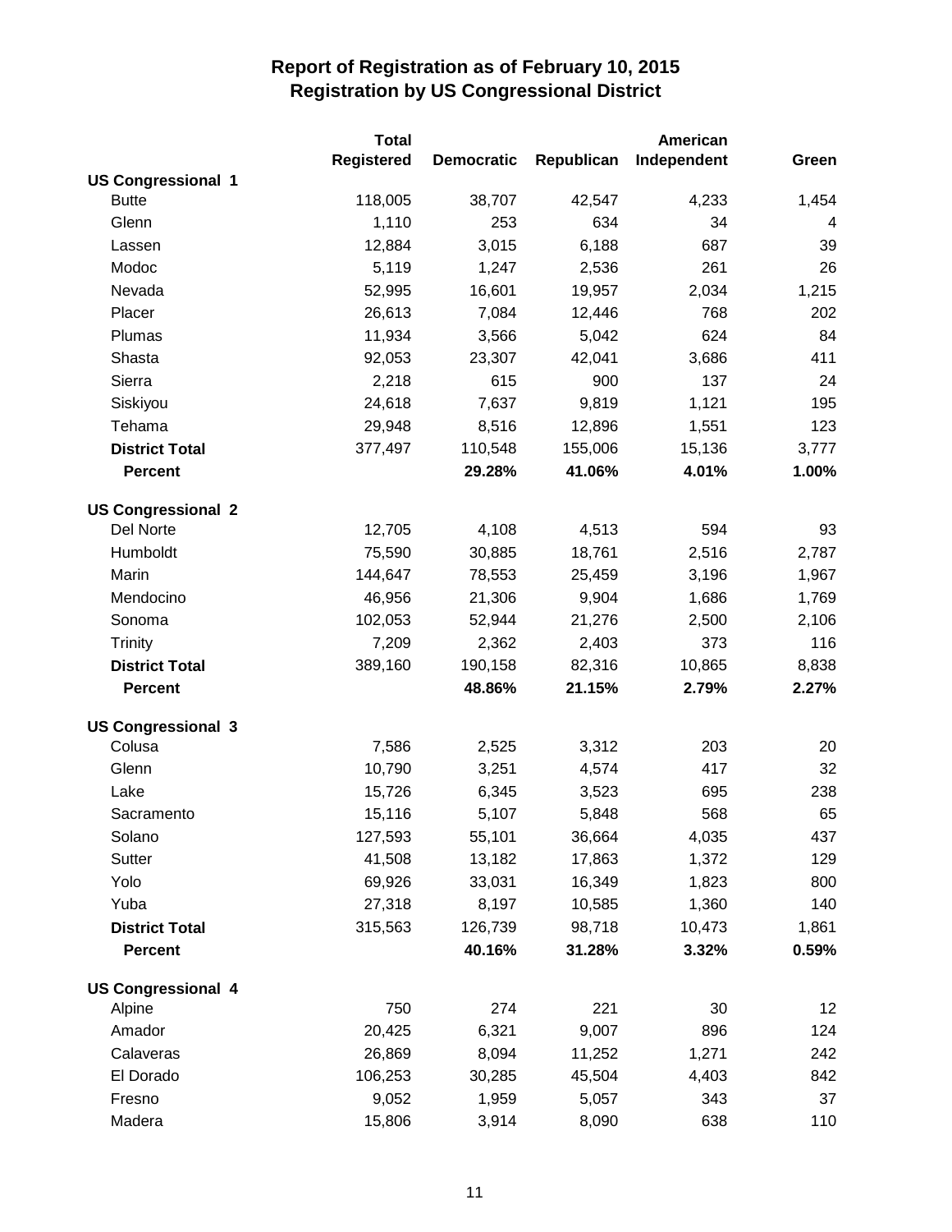# Report of Registration as of February 10, 2015
## Registration by US Congressional District

| | Total Registered | Democratic | Republican | American Independent | Green |
|---|---|---|---|---|---|
| **US Congressional 1** | | | | | |
| Butte | 118,005 | 38,707 | 42,547 | 4,233 | 1,454 |
| Glenn | 1,110 | 253 | 634 | 34 | 4 |
| Lassen | 12,884 | 3,015 | 6,188 | 687 | 39 |
| Modoc | 5,119 | 1,247 | 2,536 | 261 | 26 |
| Nevada | 52,995 | 16,601 | 19,957 | 2,034 | 1,215 |
| Placer | 26,613 | 7,084 | 12,446 | 768 | 202 |
| Plumas | 11,934 | 3,566 | 5,042 | 624 | 84 |
| Shasta | 92,053 | 23,307 | 42,041 | 3,686 | 411 |
| Sierra | 2,218 | 615 | 900 | 137 | 24 |
| Siskiyou | 24,618 | 7,637 | 9,819 | 1,121 | 195 |
| Tehama | 29,948 | 8,516 | 12,896 | 1,551 | 123 |
| **District Total** | 377,497 | 110,548 | 155,006 | 15,136 | 3,777 |
| **Percent** | | **29.28%** | **41.06%** | **4.01%** | **1.00%** |
| **US Congressional 2** | | | | | |
| Del Norte | 12,705 | 4,108 | 4,513 | 594 | 93 |
| Humboldt | 75,590 | 30,885 | 18,761 | 2,516 | 2,787 |
| Marin | 144,647 | 78,553 | 25,459 | 3,196 | 1,967 |
| Mendocino | 46,956 | 21,306 | 9,904 | 1,686 | 1,769 |
| Sonoma | 102,053 | 52,944 | 21,276 | 2,500 | 2,106 |
| Trinity | 7,209 | 2,362 | 2,403 | 373 | 116 |
| **District Total** | 389,160 | 190,158 | 82,316 | 10,865 | 8,838 |
| **Percent** | | **48.86%** | **21.15%** | **2.79%** | **2.27%** |
| **US Congressional 3** | | | | | |
| Colusa | 7,586 | 2,525 | 3,312 | 203 | 20 |
| Glenn | 10,790 | 3,251 | 4,574 | 417 | 32 |
| Lake | 15,726 | 6,345 | 3,523 | 695 | 238 |
| Sacramento | 15,116 | 5,107 | 5,848 | 568 | 65 |
| Solano | 127,593 | 55,101 | 36,664 | 4,035 | 437 |
| Sutter | 41,508 | 13,182 | 17,863 | 1,372 | 129 |
| Yolo | 69,926 | 33,031 | 16,349 | 1,823 | 800 |
| Yuba | 27,318 | 8,197 | 10,585 | 1,360 | 140 |
| **District Total** | 315,563 | 126,739 | 98,718 | 10,473 | 1,861 |
| **Percent** | | **40.16%** | **31.28%** | **3.32%** | **0.59%** |
| **US Congressional 4** | | | | | |
| Alpine | 750 | 274 | 221 | 30 | 12 |
| Amador | 20,425 | 6,321 | 9,007 | 896 | 124 |
| Calaveras | 26,869 | 8,094 | 11,252 | 1,271 | 242 |
| El Dorado | 106,253 | 30,285 | 45,504 | 4,403 | 842 |
| Fresno | 9,052 | 1,959 | 5,057 | 343 | 37 |
| Madera | 15,806 | 3,914 | 8,090 | 638 | 110 |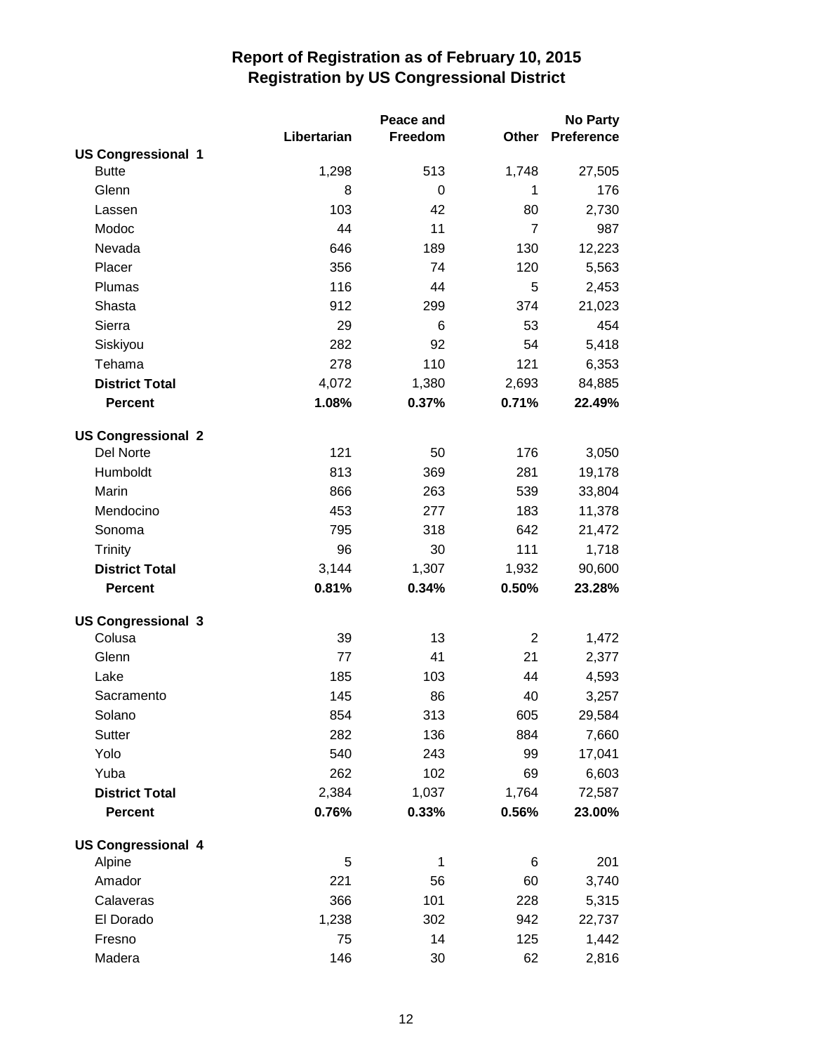# Report of Registration as of February 10, 2015
## Registration by US Congressional District

| | Libertarian | Peace and Freedom | Other | No Party Preference |
|---|---|---|---|---|
| **US Congressional 1** | | | | |
| Butte | 1,298 | 513 | 1,748 | 27,505 |
| Glenn | 8 | 0 | 1 | 176 |
| Lassen | 103 | 42 | 80 | 2,730 |
| Modoc | 44 | 11 | 7 | 987 |
| Nevada | 646 | 189 | 130 | 12,223 |
| Placer | 356 | 74 | 120 | 5,563 |
| Plumas | 116 | 44 | 5 | 2,453 |
| Shasta | 912 | 299 | 374 | 21,023 |
| Sierra | 29 | 6 | 53 | 454 |
| Siskiyou | 282 | 92 | 54 | 5,418 |
| Tehama | 278 | 110 | 121 | 6,353 |
| **District Total** | 4,072 | 1,380 | 2,693 | 84,885 |
| **Percent** | **1.08%** | **0.37%** | **0.71%** | **22.49%** |
| **US Congressional 2** | | | | |
| Del Norte | 121 | 50 | 176 | 3,050 |
| Humboldt | 813 | 369 | 281 | 19,178 |
| Marin | 866 | 263 | 539 | 33,804 |
| Mendocino | 453 | 277 | 183 | 11,378 |
| Sonoma | 795 | 318 | 642 | 21,472 |
| Trinity | 96 | 30 | 111 | 1,718 |
| **District Total** | 3,144 | 1,307 | 1,932 | 90,600 |
| **Percent** | **0.81%** | **0.34%** | **0.50%** | **23.28%** |
| **US Congressional 3** | | | | |
| Colusa | 39 | 13 | 2 | 1,472 |
| Glenn | 77 | 41 | 21 | 2,377 |
| Lake | 185 | 103 | 44 | 4,593 |
| Sacramento | 145 | 86 | 40 | 3,257 |
| Solano | 854 | 313 | 605 | 29,584 |
| Sutter | 282 | 136 | 884 | 7,660 |
| Yolo | 540 | 243 | 99 | 17,041 |
| Yuba | 262 | 102 | 69 | 6,603 |
| **District Total** | 2,384 | 1,037 | 1,764 | 72,587 |
| **Percent** | **0.76%** | **0.33%** | **0.56%** | **23.00%** |
| **US Congressional 4** | | | | |
| Alpine | 5 | 1 | 6 | 201 |
| Amador | 221 | 56 | 60 | 3,740 |
| Calaveras | 366 | 101 | 228 | 5,315 |
| El Dorado | 1,238 | 302 | 942 | 22,737 |
| Fresno | 75 | 14 | 125 | 1,442 |
| Madera | 146 | 30 | 62 | 2,816 |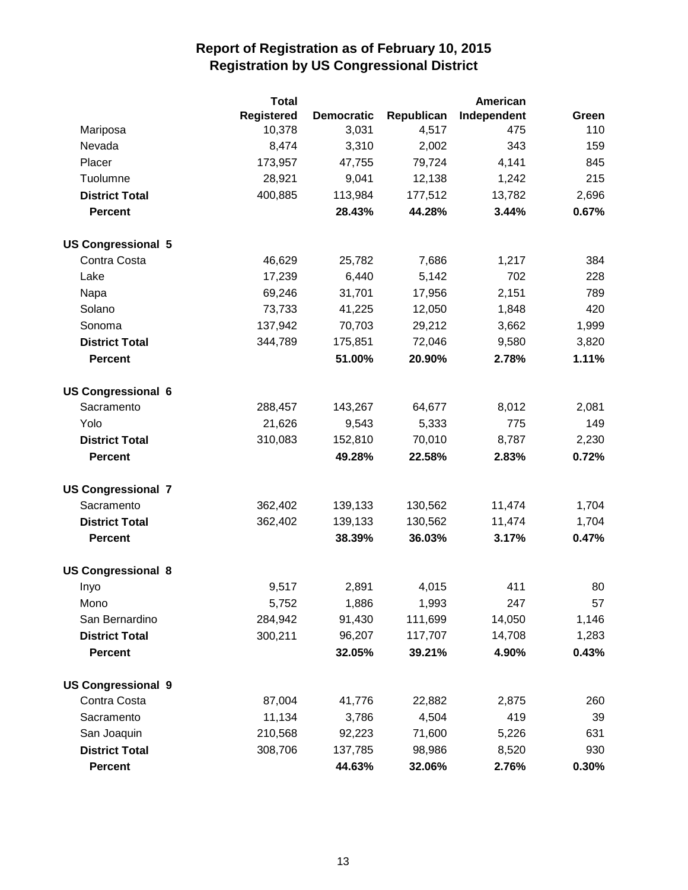# Report of Registration as of February 10, 2015
## Registration by US Congressional District

| | Total Registered | Democratic | Republican | American Independent | Green |
|---|---|---|---|---|---|
| Mariposa | 10,378 | 3,031 | 4,517 | 475 | 110 |
| Nevada | 8,474 | 3,310 | 2,002 | 343 | 159 |
| Placer | 173,957 | 47,755 | 79,724 | 4,141 | 845 |
| Tuolumne | 28,921 | 9,041 | 12,138 | 1,242 | 215 |
| **District Total** | 400,885 | 113,984 | 177,512 | 13,782 | 2,696 |
| **Percent** | | **28.43%** | **44.28%** | **3.44%** | **0.67%** |
| **US Congressional 5** | | | | | |
| Contra Costa | 46,629 | 25,782 | 7,686 | 1,217 | 384 |
| Lake | 17,239 | 6,440 | 5,142 | 702 | 228 |
| Napa | 69,246 | 31,701 | 17,956 | 2,151 | 789 |
| Solano | 73,733 | 41,225 | 12,050 | 1,848 | 420 |
| Sonoma | 137,942 | 70,703 | 29,212 | 3,662 | 1,999 |
| **District Total** | 344,789 | 175,851 | 72,046 | 9,580 | 3,820 |
| **Percent** | | **51.00%** | **20.90%** | **2.78%** | **1.11%** |
| **US Congressional 6** | | | | | |
| Sacramento | 288,457 | 143,267 | 64,677 | 8,012 | 2,081 |
| Yolo | 21,626 | 9,543 | 5,333 | 775 | 149 |
| **District Total** | 310,083 | 152,810 | 70,010 | 8,787 | 2,230 |
| **Percent** | | **49.28%** | **22.58%** | **2.83%** | **0.72%** |
| **US Congressional 7** | | | | | |
| Sacramento | 362,402 | 139,133 | 130,562 | 11,474 | 1,704 |
| **District Total** | 362,402 | 139,133 | 130,562 | 11,474 | 1,704 |
| **Percent** | | **38.39%** | **36.03%** | **3.17%** | **0.47%** |
| **US Congressional 8** | | | | | |
| Inyo | 9,517 | 2,891 | 4,015 | 411 | 80 |
| Mono | 5,752 | 1,886 | 1,993 | 247 | 57 |
| San Bernardino | 284,942 | 91,430 | 111,699 | 14,050 | 1,146 |
| **District Total** | 300,211 | 96,207 | 117,707 | 14,708 | 1,283 |
| **Percent** | | **32.05%** | **39.21%** | **4.90%** | **0.43%** |
| **US Congressional 9** | | | | | |
| Contra Costa | 87,004 | 41,776 | 22,882 | 2,875 | 260 |
| Sacramento | 11,134 | 3,786 | 4,504 | 419 | 39 |
| San Joaquin | 210,568 | 92,223 | 71,600 | 5,226 | 631 |
| **District Total** | 308,706 | 137,785 | 98,986 | 8,520 | 930 |
| **Percent** | | **44.63%** | **32.06%** | **2.76%** | **0.30%** |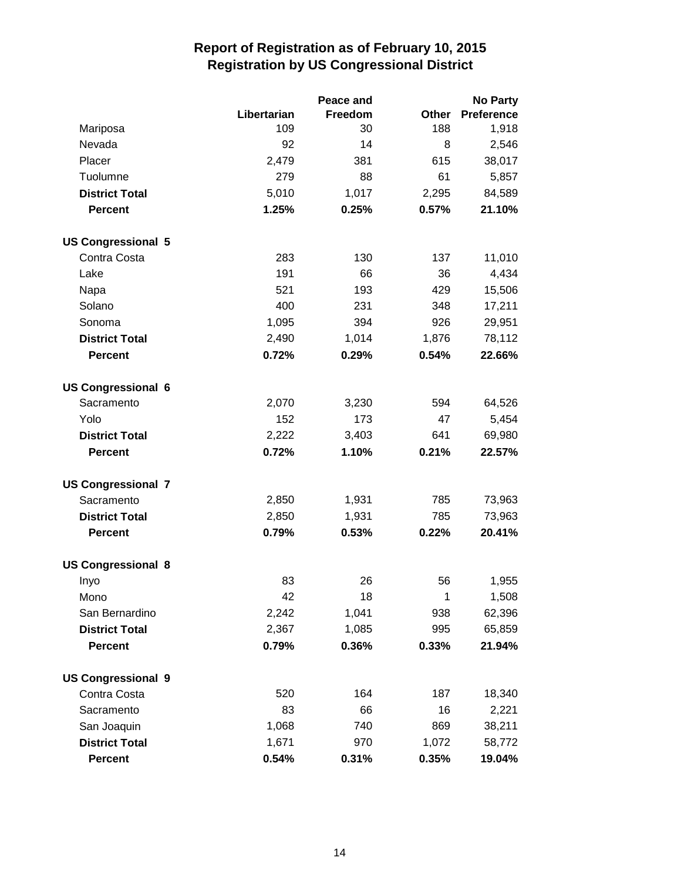# Report of Registration as of February 10, 2015
## Registration by US Congressional District

| | Libertarian | Peace and Freedom | Other | No Party Preference |
|---|---|---|---|---|
| Mariposa | 109 | 30 | 188 | 1,918 |
| Nevada | 92 | 14 | 8 | 2,546 |
| Placer | 2,479 | 381 | 615 | 38,017 |
| Tuolumne | 279 | 88 | 61 | 5,857 |
| **District Total** | 5,010 | 1,017 | 2,295 | 84,589 |
| **Percent** | **1.25%** | **0.25%** | **0.57%** | **21.10%** |
| **US Congressional 5** | | | | |
| Contra Costa | 283 | 130 | 137 | 11,010 |
| Lake | 191 | 66 | 36 | 4,434 |
| Napa | 521 | 193 | 429 | 15,506 |
| Solano | 400 | 231 | 348 | 17,211 |
| Sonoma | 1,095 | 394 | 926 | 29,951 |
| **District Total** | 2,490 | 1,014 | 1,876 | 78,112 |
| **Percent** | **0.72%** | **0.29%** | **0.54%** | **22.66%** |
| **US Congressional 6** | | | | |
| Sacramento | 2,070 | 3,230 | 594 | 64,526 |
| Yolo | 152 | 173 | 47 | 5,454 |
| **District Total** | 2,222 | 3,403 | 641 | 69,980 |
| **Percent** | **0.72%** | **1.10%** | **0.21%** | **22.57%** |
| **US Congressional 7** | | | | |
| Sacramento | 2,850 | 1,931 | 785 | 73,963 |
| **District Total** | 2,850 | 1,931 | 785 | 73,963 |
| **Percent** | **0.79%** | **0.53%** | **0.22%** | **20.41%** |
| **US Congressional 8** | | | | |
| Inyo | 83 | 26 | 56 | 1,955 |
| Mono | 42 | 18 | 1 | 1,508 |
| San Bernardino | 2,242 | 1,041 | 938 | 62,396 |
| **District Total** | 2,367 | 1,085 | 995 | 65,859 |
| **Percent** | **0.79%** | **0.36%** | **0.33%** | **21.94%** |
| **US Congressional 9** | | | | |
| Contra Costa | 520 | 164 | 187 | 18,340 |
| Sacramento | 83 | 66 | 16 | 2,221 |
| San Joaquin | 1,068 | 740 | 869 | 38,211 |
| **District Total** | 1,671 | 970 | 1,072 | 58,772 |
| **Percent** | **0.54%** | **0.31%** | **0.35%** | **19.04%** |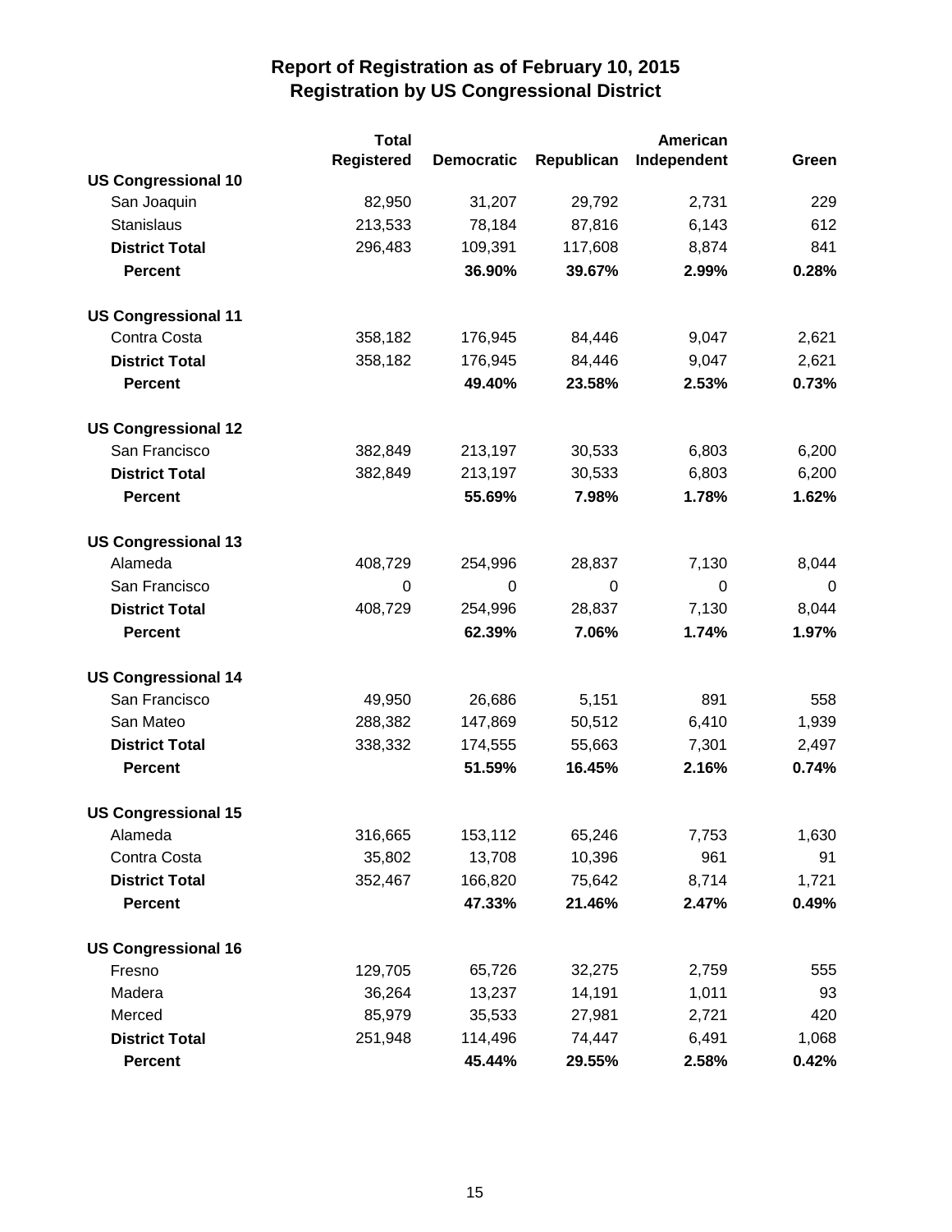# Report of Registration as of February 10, 2015
## Registration by US Congressional District

| | Total Registered | Democratic | Republican | American Independent | Green |
|---|---|---|---|---|---|
| **US Congressional 10** | | | | | |
| San Joaquin | 82,950 | 31,207 | 29,792 | 2,731 | 229 |
| Stanislaus | 213,533 | 78,184 | 87,816 | 6,143 | 612 |
| **District Total** | 296,483 | 109,391 | 117,608 | 8,874 | 841 |
| **Percent** | | **36.90%** | **39.67%** | **2.99%** | **0.28%** |
| **US Congressional 11** | | | | | |
| Contra Costa | 358,182 | 176,945 | 84,446 | 9,047 | 2,621 |
| **District Total** | 358,182 | 176,945 | 84,446 | 9,047 | 2,621 |
| **Percent** | | **49.40%** | **23.58%** | **2.53%** | **0.73%** |
| **US Congressional 12** | | | | | |
| San Francisco | 382,849 | 213,197 | 30,533 | 6,803 | 6,200 |
| **District Total** | 382,849 | 213,197 | 30,533 | 6,803 | 6,200 |
| **Percent** | | **55.69%** | **7.98%** | **1.78%** | **1.62%** |
| **US Congressional 13** | | | | | |
| Alameda | 408,729 | 254,996 | 28,837 | 7,130 | 8,044 |
| San Francisco | 0 | 0 | 0 | 0 | 0 |
| **District Total** | 408,729 | 254,996 | 28,837 | 7,130 | 8,044 |
| **Percent** | | **62.39%** | **7.06%** | **1.74%** | **1.97%** |
| **US Congressional 14** | | | | | |
| San Francisco | 49,950 | 26,686 | 5,151 | 891 | 558 |
| San Mateo | 288,382 | 147,869 | 50,512 | 6,410 | 1,939 |
| **District Total** | 338,332 | 174,555 | 55,663 | 7,301 | 2,497 |
| **Percent** | | **51.59%** | **16.45%** | **2.16%** | **0.74%** |
| **US Congressional 15** | | | | | |
| Alameda | 316,665 | 153,112 | 65,246 | 7,753 | 1,630 |
| Contra Costa | 35,802 | 13,708 | 10,396 | 961 | 91 |
| **District Total** | 352,467 | 166,820 | 75,642 | 8,714 | 1,721 |
| **Percent** | | **47.33%** | **21.46%** | **2.47%** | **0.49%** |
| **US Congressional 16** | | | | | |
| Fresno | 129,705 | 65,726 | 32,275 | 2,759 | 555 |
| Madera | 36,264 | 13,237 | 14,191 | 1,011 | 93 |
| Merced | 85,979 | 35,533 | 27,981 | 2,721 | 420 |
| **District Total** | 251,948 | 114,496 | 74,447 | 6,491 | 1,068 |
| **Percent** | | **45.44%** | **29.55%** | **2.58%** | **0.42%** |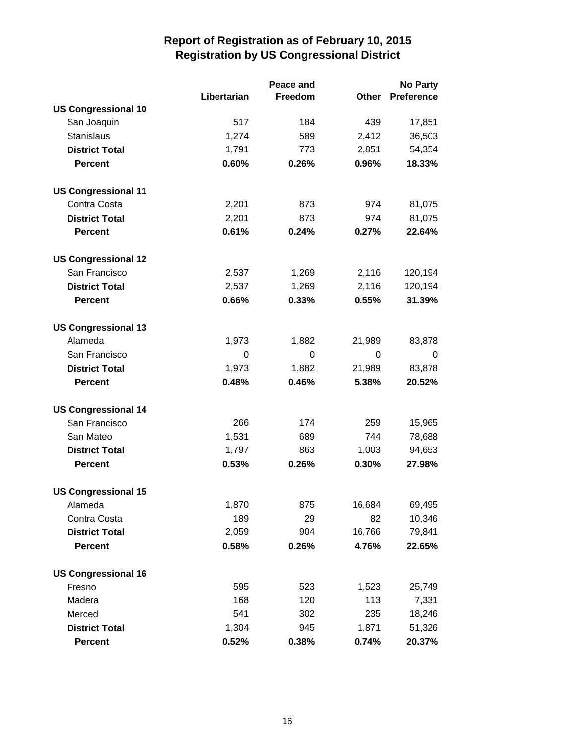# Report of Registration as of February 10, 2015
## Registration by US Congressional District

| | Libertarian | Peace and Freedom | Other | No Party Preference |
|---|---|---|---|---|
| **US Congressional 10** | | | | |
| San Joaquin | 517 | 184 | 439 | 17,851 |
| Stanislaus | 1,274 | 589 | 2,412 | 36,503 |
| **District Total** | 1,791 | 773 | 2,851 | 54,354 |
| **Percent** | **0.60%** | **0.26%** | **0.96%** | **18.33%** |
| **US Congressional 11** | | | | |
| Contra Costa | 2,201 | 873 | 974 | 81,075 |
| **District Total** | 2,201 | 873 | 974 | 81,075 |
| **Percent** | **0.61%** | **0.24%** | **0.27%** | **22.64%** |
| **US Congressional 12** | | | | |
| San Francisco | 2,537 | 1,269 | 2,116 | 120,194 |
| **District Total** | 2,537 | 1,269 | 2,116 | 120,194 |
| **Percent** | **0.66%** | **0.33%** | **0.55%** | **31.39%** |
| **US Congressional 13** | | | | |
| Alameda | 1,973 | 1,882 | 21,989 | 83,878 |
| San Francisco | 0 | 0 | 0 | 0 |
| **District Total** | 1,973 | 1,882 | 21,989 | 83,878 |
| **Percent** | **0.48%** | **0.46%** | **5.38%** | **20.52%** |
| **US Congressional 14** | | | | |
| San Francisco | 266 | 174 | 259 | 15,965 |
| San Mateo | 1,531 | 689 | 744 | 78,688 |
| **District Total** | 1,797 | 863 | 1,003 | 94,653 |
| **Percent** | **0.53%** | **0.26%** | **0.30%** | **27.98%** |
| **US Congressional 15** | | | | |
| Alameda | 1,870 | 875 | 16,684 | 69,495 |
| Contra Costa | 189 | 29 | 82 | 10,346 |
| **District Total** | 2,059 | 904 | 16,766 | 79,841 |
| **Percent** | **0.58%** | **0.26%** | **4.76%** | **22.65%** |
| **US Congressional 16** | | | | |
| Fresno | 595 | 523 | 1,523 | 25,749 |
| Madera | 168 | 120 | 113 | 7,331 |
| Merced | 541 | 302 | 235 | 18,246 |
| **District Total** | 1,304 | 945 | 1,871 | 51,326 |
| **Percent** | **0.52%** | **0.38%** | **0.74%** | **20.37%** |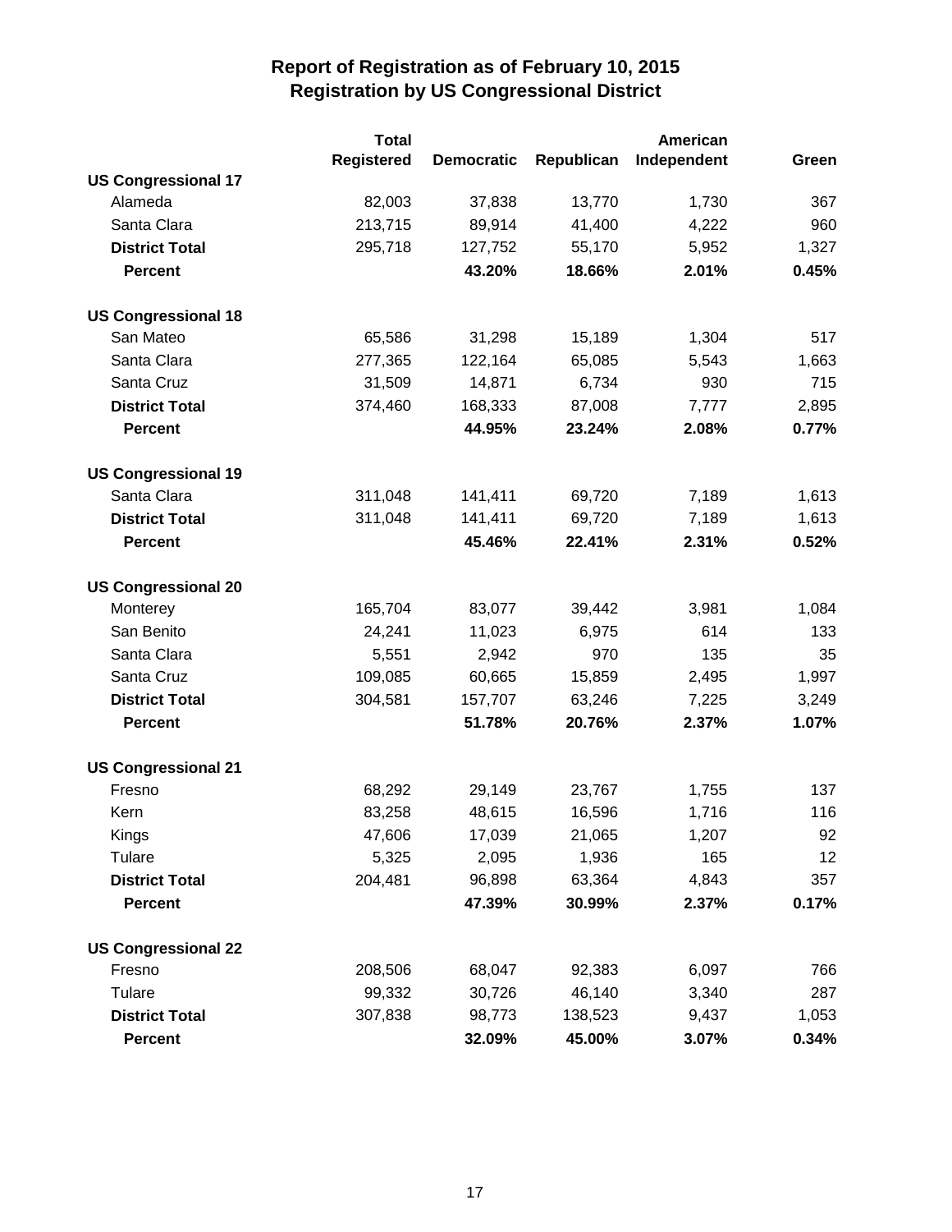# Report of Registration as of February 10, 2015
## Registration by US Congressional District

| | Total Registered | Democratic | Republican | American Independent | Green |
|---|---|---|---|---|---|
| **US Congressional 17** | | | | | |
| Alameda | 82,003 | 37,838 | 13,770 | 1,730 | 367 |
| Santa Clara | 213,715 | 89,914 | 41,400 | 4,222 | 960 |
| **District Total** | 295,718 | 127,752 | 55,170 | 5,952 | 1,327 |
| **Percent** | | **43.20%** | **18.66%** | **2.01%** | **0.45%** |
| **US Congressional 18** | | | | | |
| San Mateo | 65,586 | 31,298 | 15,189 | 1,304 | 517 |
| Santa Clara | 277,365 | 122,164 | 65,085 | 5,543 | 1,663 |
| Santa Cruz | 31,509 | 14,871 | 6,734 | 930 | 715 |
| **District Total** | 374,460 | 168,333 | 87,008 | 7,777 | 2,895 |
| **Percent** | | **44.95%** | **23.24%** | **2.08%** | **0.77%** |
| **US Congressional 19** | | | | | |
| Santa Clara | 311,048 | 141,411 | 69,720 | 7,189 | 1,613 |
| **District Total** | 311,048 | 141,411 | 69,720 | 7,189 | 1,613 |
| **Percent** | | **45.46%** | **22.41%** | **2.31%** | **0.52%** |
| **US Congressional 20** | | | | | |
| Monterey | 165,704 | 83,077 | 39,442 | 3,981 | 1,084 |
| San Benito | 24,241 | 11,023 | 6,975 | 614 | 133 |
| Santa Clara | 5,551 | 2,942 | 970 | 135 | 35 |
| Santa Cruz | 109,085 | 60,665 | 15,859 | 2,495 | 1,997 |
| **District Total** | 304,581 | 157,707 | 63,246 | 7,225 | 3,249 |
| **Percent** | | **51.78%** | **20.76%** | **2.37%** | **1.07%** |
| **US Congressional 21** | | | | | |
| Fresno | 68,292 | 29,149 | 23,767 | 1,755 | 137 |
| Kern | 83,258 | 48,615 | 16,596 | 1,716 | 116 |
| Kings | 47,606 | 17,039 | 21,065 | 1,207 | 92 |
| Tulare | 5,325 | 2,095 | 1,936 | 165 | 12 |
| **District Total** | 204,481 | 96,898 | 63,364 | 4,843 | 357 |
| **Percent** | | **47.39%** | **30.99%** | **2.37%** | **0.17%** |
| **US Congressional 22** | | | | | |
| Fresno | 208,506 | 68,047 | 92,383 | 6,097 | 766 |
| Tulare | 99,332 | 30,726 | 46,140 | 3,340 | 287 |
| **District Total** | 307,838 | 98,773 | 138,523 | 9,437 | 1,053 |
| **Percent** | | **32.09%** | **45.00%** | **3.07%** | **0.34%** |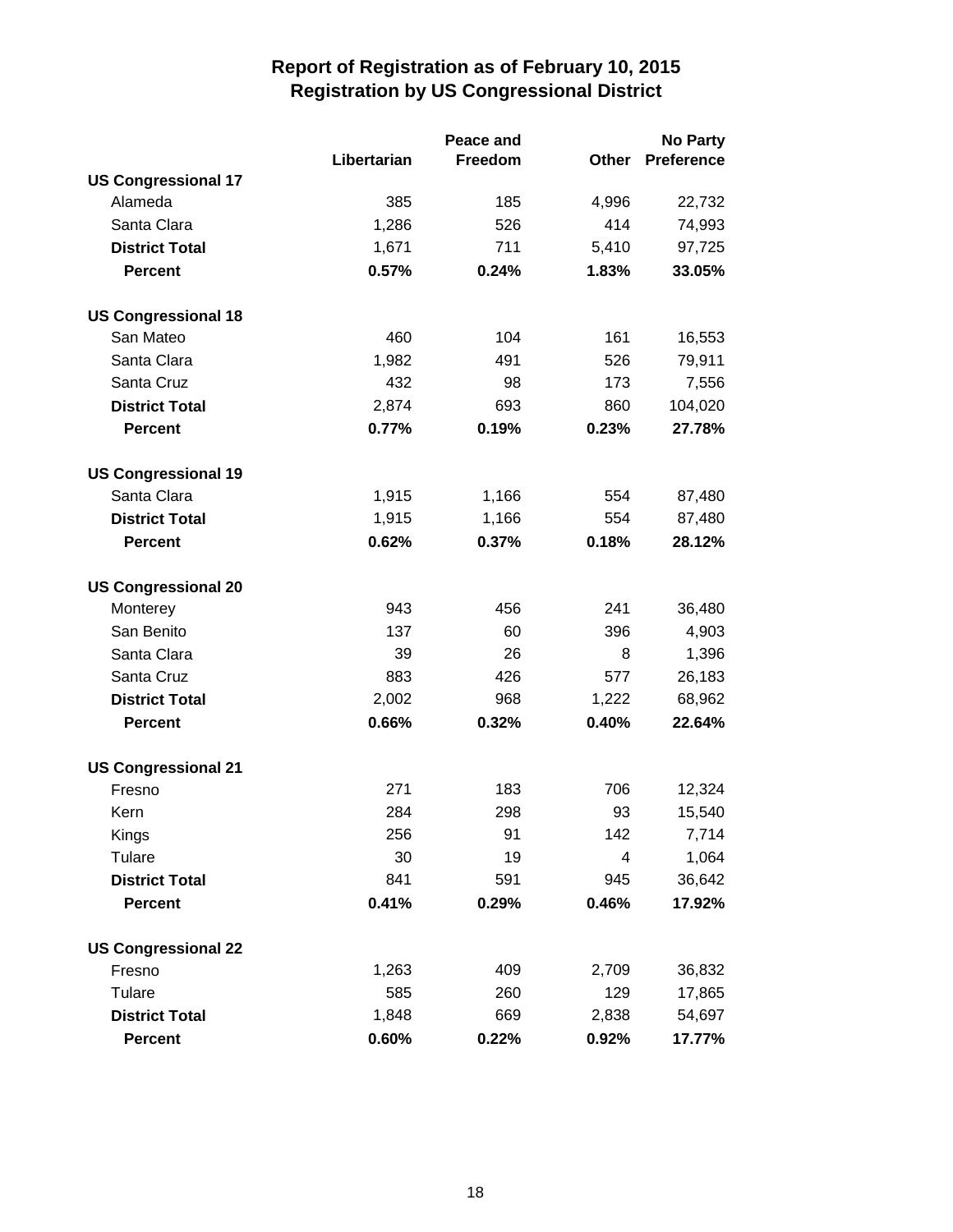# Report of Registration as of February 10, 2015
## Registration by US Congressional District

| | Libertarian | Peace and Freedom | Other | No Party Preference |
|---|---|---|---|---|
| **US Congressional 17** | | | | |
| Alameda | 385 | 185 | 4,996 | 22,732 |
| Santa Clara | 1,286 | 526 | 414 | 74,993 |
| **District Total** | 1,671 | 711 | 5,410 | 97,725 |
| **Percent** | **0.57%** | **0.24%** | **1.83%** | **33.05%** |
| **US Congressional 18** | | | | |
| San Mateo | 460 | 104 | 161 | 16,553 |
| Santa Clara | 1,982 | 491 | 526 | 79,911 |
| Santa Cruz | 432 | 98 | 173 | 7,556 |
| **District Total** | 2,874 | 693 | 860 | 104,020 |
| **Percent** | **0.77%** | **0.19%** | **0.23%** | **27.78%** |
| **US Congressional 19** | | | | |
| Santa Clara | 1,915 | 1,166 | 554 | 87,480 |
| **District Total** | 1,915 | 1,166 | 554 | 87,480 |
| **Percent** | **0.62%** | **0.37%** | **0.18%** | **28.12%** |
| **US Congressional 20** | | | | |
| Monterey | 943 | 456 | 241 | 36,480 |
| San Benito | 137 | 60 | 396 | 4,903 |
| Santa Clara | 39 | 26 | 8 | 1,396 |
| Santa Cruz | 883 | 426 | 577 | 26,183 |
| **District Total** | 2,002 | 968 | 1,222 | 68,962 |
| **Percent** | **0.66%** | **0.32%** | **0.40%** | **22.64%** |
| **US Congressional 21** | | | | |
| Fresno | 271 | 183 | 706 | 12,324 |
| Kern | 284 | 298 | 93 | 15,540 |
| Kings | 256 | 91 | 142 | 7,714 |
| Tulare | 30 | 19 | 4 | 1,064 |
| **District Total** | 841 | 591 | 945 | 36,642 |
| **Percent** | **0.41%** | **0.29%** | **0.46%** | **17.92%** |
| **US Congressional 22** | | | | |
| Fresno | 1,263 | 409 | 2,709 | 36,832 |
| Tulare | 585 | 260 | 129 | 17,865 |
| **District Total** | 1,848 | 669 | 2,838 | 54,697 |
| **Percent** | **0.60%** | **0.22%** | **0.92%** | **17.77%** |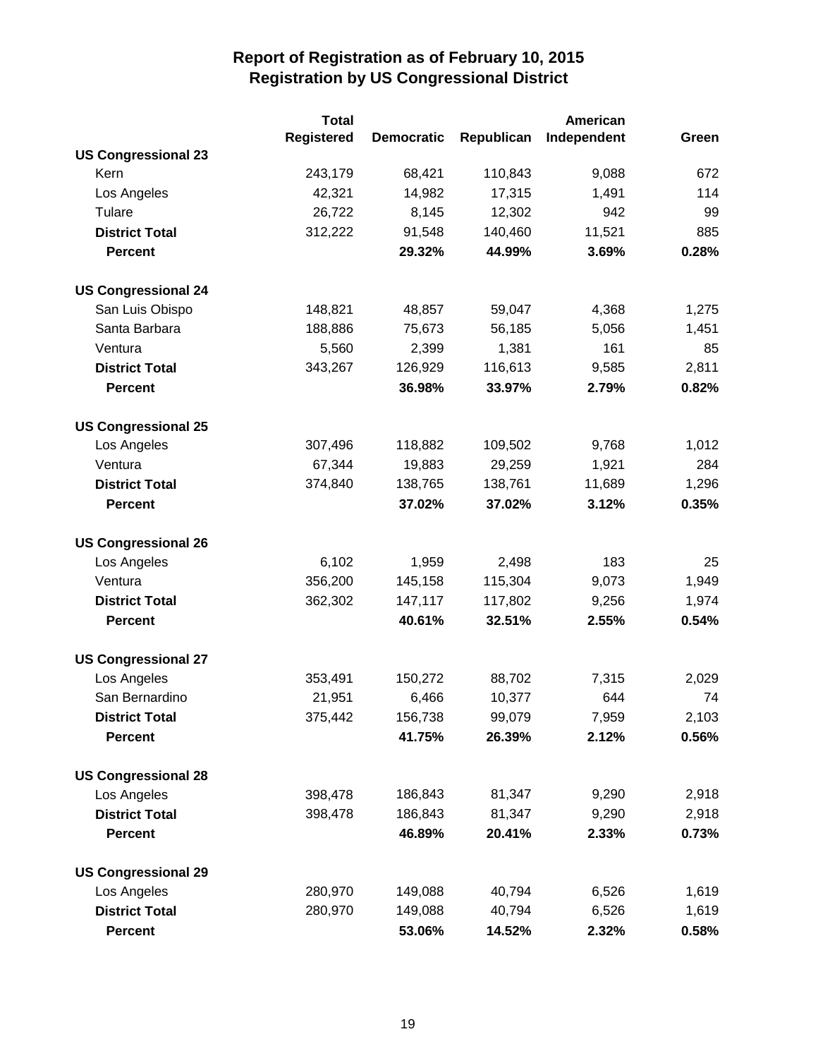# Report of Registration as of February 10, 2015
## Registration by US Congressional District

| | Total Registered | Democratic | Republican | American Independent | Green |
|---|---|---|---|---|---|
| **US Congressional 23** | | | | | |
| Kern | 243,179 | 68,421 | 110,843 | 9,088 | 672 |
| Los Angeles | 42,321 | 14,982 | 17,315 | 1,491 | 114 |
| Tulare | 26,722 | 8,145 | 12,302 | 942 | 99 |
| **District Total** | 312,222 | 91,548 | 140,460 | 11,521 | 885 |
| **Percent** | | **29.32%** | **44.99%** | **3.69%** | **0.28%** |
| **US Congressional 24** | | | | | |
| San Luis Obispo | 148,821 | 48,857 | 59,047 | 4,368 | 1,275 |
| Santa Barbara | 188,886 | 75,673 | 56,185 | 5,056 | 1,451 |
| Ventura | 5,560 | 2,399 | 1,381 | 161 | 85 |
| **District Total** | 343,267 | 126,929 | 116,613 | 9,585 | 2,811 |
| **Percent** | | **36.98%** | **33.97%** | **2.79%** | **0.82%** |
| **US Congressional 25** | | | | | |
| Los Angeles | 307,496 | 118,882 | 109,502 | 9,768 | 1,012 |
| Ventura | 67,344 | 19,883 | 29,259 | 1,921 | 284 |
| **District Total** | 374,840 | 138,765 | 138,761 | 11,689 | 1,296 |
| **Percent** | | **37.02%** | **37.02%** | **3.12%** | **0.35%** |
| **US Congressional 26** | | | | | |
| Los Angeles | 6,102 | 1,959 | 2,498 | 183 | 25 |
| Ventura | 356,200 | 145,158 | 115,304 | 9,073 | 1,949 |
| **District Total** | 362,302 | 147,117 | 117,802 | 9,256 | 1,974 |
| **Percent** | | **40.61%** | **32.51%** | **2.55%** | **0.54%** |
| **US Congressional 27** | | | | | |
| Los Angeles | 353,491 | 150,272 | 88,702 | 7,315 | 2,029 |
| San Bernardino | 21,951 | 6,466 | 10,377 | 644 | 74 |
| **District Total** | 375,442 | 156,738 | 99,079 | 7,959 | 2,103 |
| **Percent** | | **41.75%** | **26.39%** | **2.12%** | **0.56%** |
| **US Congressional 28** | | | | | |
| Los Angeles | 398,478 | 186,843 | 81,347 | 9,290 | 2,918 |
| **District Total** | 398,478 | 186,843 | 81,347 | 9,290 | 2,918 |
| **Percent** | | **46.89%** | **20.41%** | **2.33%** | **0.73%** |
| **US Congressional 29** | | | | | |
| Los Angeles | 280,970 | 149,088 | 40,794 | 6,526 | 1,619 |
| **District Total** | 280,970 | 149,088 | 40,794 | 6,526 | 1,619 |
| **Percent** | | **53.06%** | **14.52%** | **2.32%** | **0.58%** |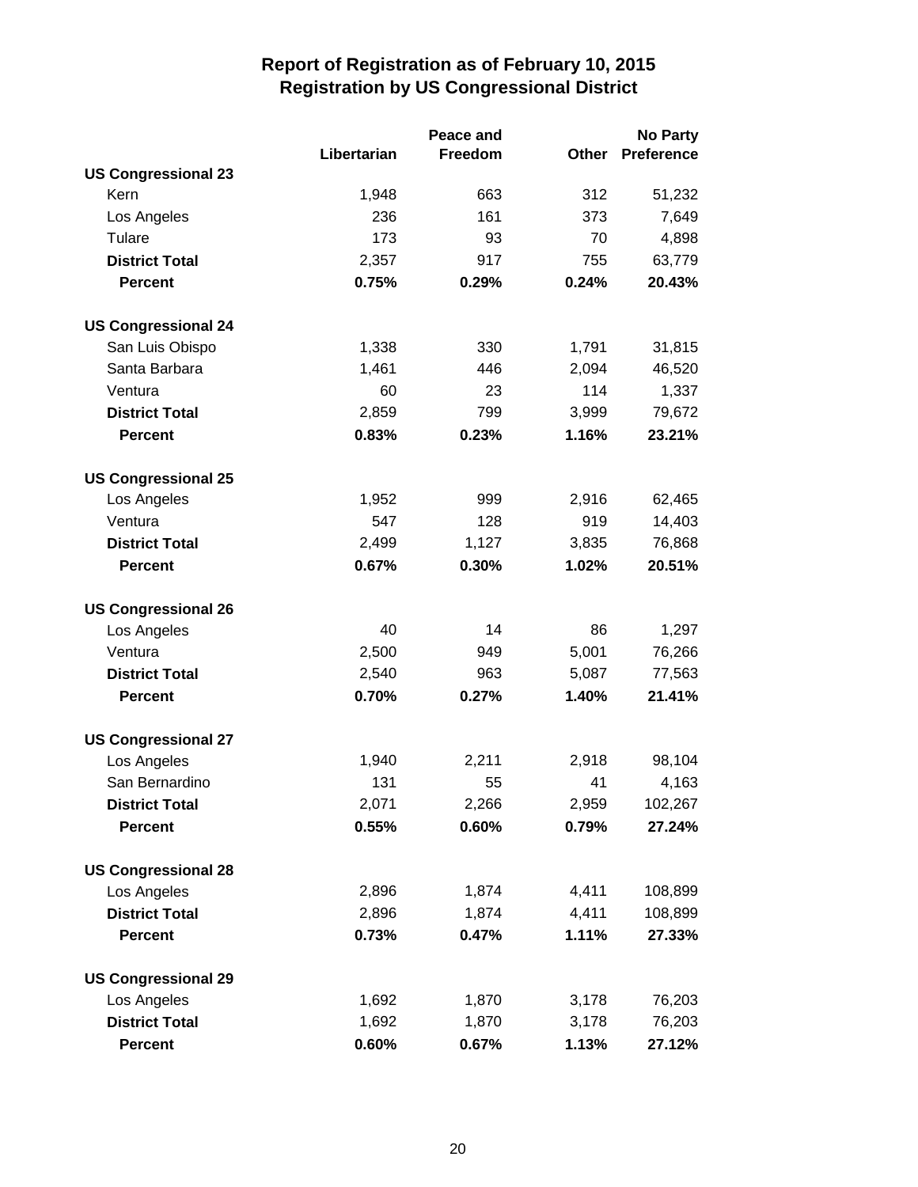# Report of Registration as of February 10, 2015
## Registration by US Congressional District

| | Libertarian | Peace and Freedom | Other | No Party Preference |
|---|---|---|---|---|
| **US Congressional 23** | | | | |
| Kern | 1,948 | 663 | 312 | 51,232 |
| Los Angeles | 236 | 161 | 373 | 7,649 |
| Tulare | 173 | 93 | 70 | 4,898 |
| **District Total** | 2,357 | 917 | 755 | 63,779 |
| **Percent** | **0.75%** | **0.29%** | **0.24%** | **20.43%** |
| **US Congressional 24** | | | | |
| San Luis Obispo | 1,338 | 330 | 1,791 | 31,815 |
| Santa Barbara | 1,461 | 446 | 2,094 | 46,520 |
| Ventura | 60 | 23 | 114 | 1,337 |
| **District Total** | 2,859 | 799 | 3,999 | 79,672 |
| **Percent** | **0.83%** | **0.23%** | **1.16%** | **23.21%** |
| **US Congressional 25** | | | | |
| Los Angeles | 1,952 | 999 | 2,916 | 62,465 |
| Ventura | 547 | 128 | 919 | 14,403 |
| **District Total** | 2,499 | 1,127 | 3,835 | 76,868 |
| **Percent** | **0.67%** | **0.30%** | **1.02%** | **20.51%** |
| **US Congressional 26** | | | | |
| Los Angeles | 40 | 14 | 86 | 1,297 |
| Ventura | 2,500 | 949 | 5,001 | 76,266 |
| **District Total** | 2,540 | 963 | 5,087 | 77,563 |
| **Percent** | **0.70%** | **0.27%** | **1.40%** | **21.41%** |
| **US Congressional 27** | | | | |
| Los Angeles | 1,940 | 2,211 | 2,918 | 98,104 |
| San Bernardino | 131 | 55 | 41 | 4,163 |
| **District Total** | 2,071 | 2,266 | 2,959 | 102,267 |
| **Percent** | **0.55%** | **0.60%** | **0.79%** | **27.24%** |
| **US Congressional 28** | | | | |
| Los Angeles | 2,896 | 1,874 | 4,411 | 108,899 |
| **District Total** | 2,896 | 1,874 | 4,411 | 108,899 |
| **Percent** | **0.73%** | **0.47%** | **1.11%** | **27.33%** |
| **US Congressional 29** | | | | |
| Los Angeles | 1,692 | 1,870 | 3,178 | 76,203 |
| **District Total** | 1,692 | 1,870 | 3,178 | 76,203 |
| **Percent** | **0.60%** | **0.67%** | **1.13%** | **27.12%** |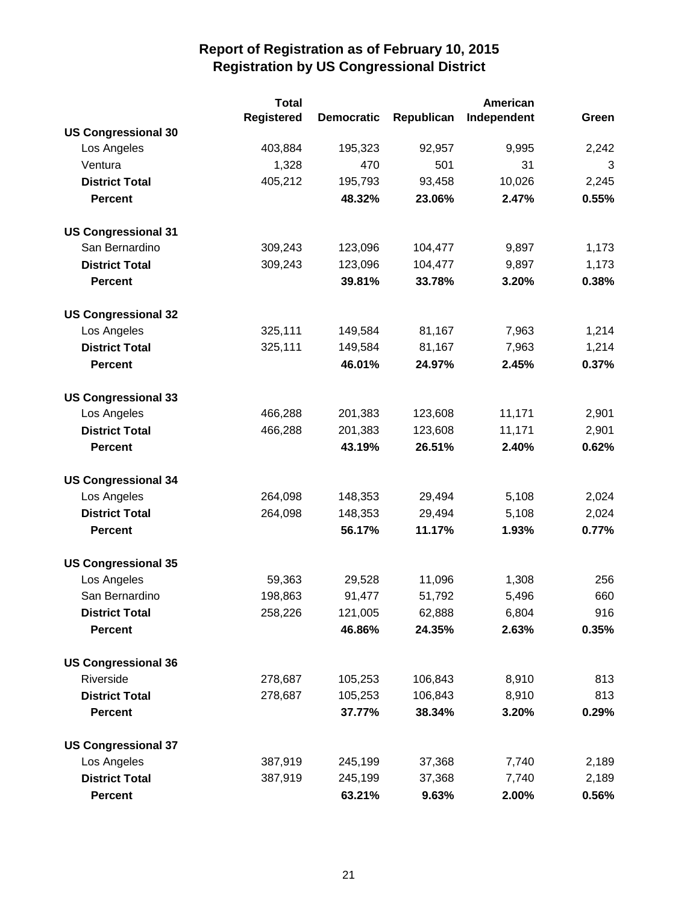# Report of Registration as of February 10, 2015
## Registration by US Congressional District

| | Total Registered | Democratic | Republican | American Independent | Green |
|---|---|---|---|---|---|
| **US Congressional 30** | | | | | |
| Los Angeles | 403,884 | 195,323 | 92,957 | 9,995 | 2,242 |
| Ventura | 1,328 | 470 | 501 | 31 | 3 |
| **District Total** | 405,212 | 195,793 | 93,458 | 10,026 | 2,245 |
| **Percent** | | **48.32%** | **23.06%** | **2.47%** | **0.55%** |
| **US Congressional 31** | | | | | |
| San Bernardino | 309,243 | 123,096 | 104,477 | 9,897 | 1,173 |
| **District Total** | 309,243 | 123,096 | 104,477 | 9,897 | 1,173 |
| **Percent** | | **39.81%** | **33.78%** | **3.20%** | **0.38%** |
| **US Congressional 32** | | | | | |
| Los Angeles | 325,111 | 149,584 | 81,167 | 7,963 | 1,214 |
| **District Total** | 325,111 | 149,584 | 81,167 | 7,963 | 1,214 |
| **Percent** | | **46.01%** | **24.97%** | **2.45%** | **0.37%** |
| **US Congressional 33** | | | | | |
| Los Angeles | 466,288 | 201,383 | 123,608 | 11,171 | 2,901 |
| **District Total** | 466,288 | 201,383 | 123,608 | 11,171 | 2,901 |
| **Percent** | | **43.19%** | **26.51%** | **2.40%** | **0.62%** |
| **US Congressional 34** | | | | | |
| Los Angeles | 264,098 | 148,353 | 29,494 | 5,108 | 2,024 |
| **District Total** | 264,098 | 148,353 | 29,494 | 5,108 | 2,024 |
| **Percent** | | **56.17%** | **11.17%** | **1.93%** | **0.77%** |
| **US Congressional 35** | | | | | |
| Los Angeles | 59,363 | 29,528 | 11,096 | 1,308 | 256 |
| San Bernardino | 198,863 | 91,477 | 51,792 | 5,496 | 660 |
| **District Total** | 258,226 | 121,005 | 62,888 | 6,804 | 916 |
| **Percent** | | **46.86%** | **24.35%** | **2.63%** | **0.35%** |
| **US Congressional 36** | | | | | |
| Riverside | 278,687 | 105,253 | 106,843 | 8,910 | 813 |
| **District Total** | 278,687 | 105,253 | 106,843 | 8,910 | 813 |
| **Percent** | | **37.77%** | **38.34%** | **3.20%** | **0.29%** |
| **US Congressional 37** | | | | | |
| Los Angeles | 387,919 | 245,199 | 37,368 | 7,740 | 2,189 |
| **District Total** | 387,919 | 245,199 | 37,368 | 7,740 | 2,189 |
| **Percent** | | **63.21%** | **9.63%** | **2.00%** | **0.56%** |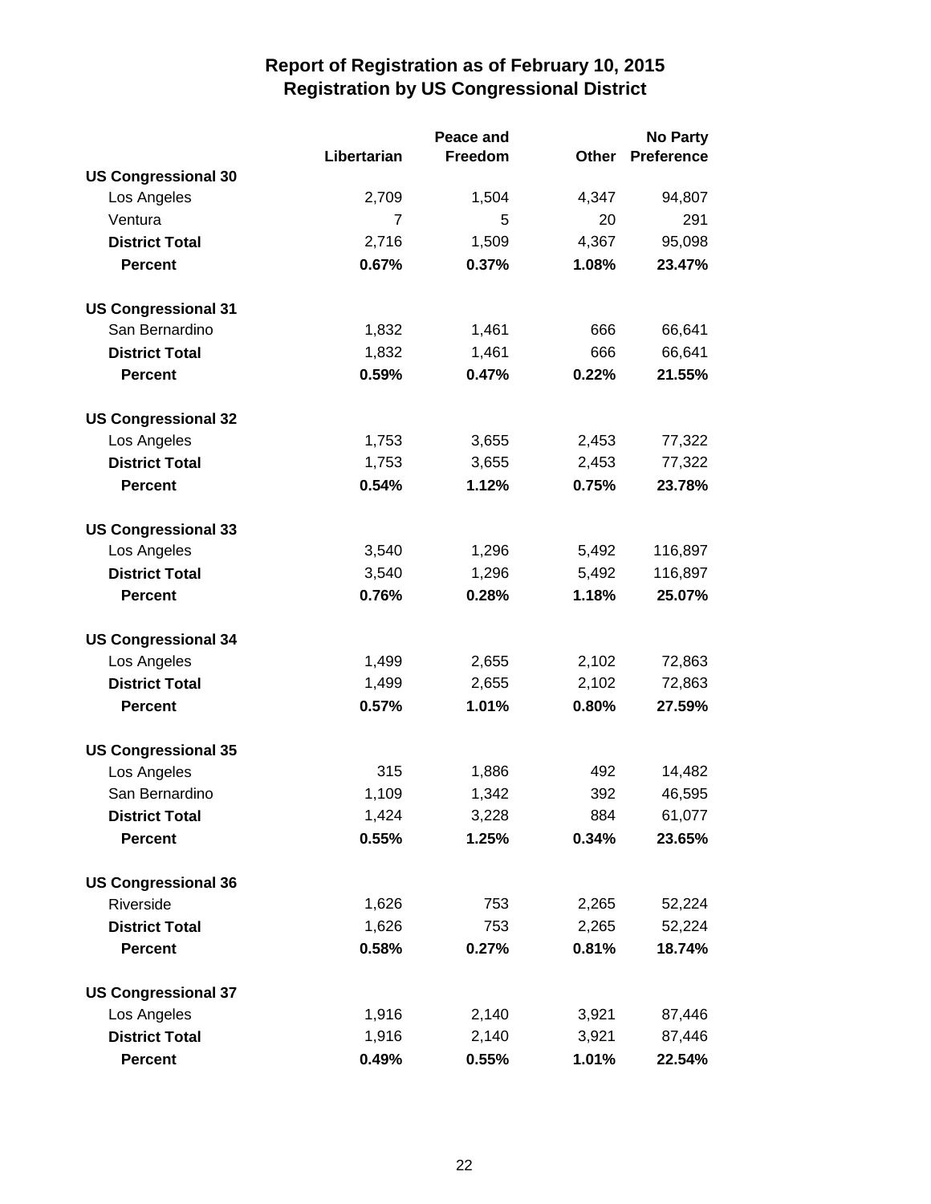# Report of Registration as of February 10, 2015
## Registration by US Congressional District

| | Libertarian | Peace and Freedom | Other | No Party Preference |
|---|---|---|---|---|
| **US Congressional 30** | | | | |
| Los Angeles | 2,709 | 1,504 | 4,347 | 94,807 |
| Ventura | 7 | 5 | 20 | 291 |
| **District Total** | 2,716 | 1,509 | 4,367 | 95,098 |
| **Percent** | **0.67%** | **0.37%** | **1.08%** | **23.47%** |
| **US Congressional 31** | | | | |
| San Bernardino | 1,832 | 1,461 | 666 | 66,641 |
| **District Total** | 1,832 | 1,461 | 666 | 66,641 |
| **Percent** | **0.59%** | **0.47%** | **0.22%** | **21.55%** |
| **US Congressional 32** | | | | |
| Los Angeles | 1,753 | 3,655 | 2,453 | 77,322 |
| **District Total** | 1,753 | 3,655 | 2,453 | 77,322 |
| **Percent** | **0.54%** | **1.12%** | **0.75%** | **23.78%** |
| **US Congressional 33** | | | | |
| Los Angeles | 3,540 | 1,296 | 5,492 | 116,897 |
| **District Total** | 3,540 | 1,296 | 5,492 | 116,897 |
| **Percent** | **0.76%** | **0.28%** | **1.18%** | **25.07%** |
| **US Congressional 34** | | | | |
| Los Angeles | 1,499 | 2,655 | 2,102 | 72,863 |
| **District Total** | 1,499 | 2,655 | 2,102 | 72,863 |
| **Percent** | **0.57%** | **1.01%** | **0.80%** | **27.59%** |
| **US Congressional 35** | | | | |
| Los Angeles | 315 | 1,886 | 492 | 14,482 |
| San Bernardino | 1,109 | 1,342 | 392 | 46,595 |
| **District Total** | 1,424 | 3,228 | 884 | 61,077 |
| **Percent** | **0.55%** | **1.25%** | **0.34%** | **23.65%** |
| **US Congressional 36** | | | | |
| Riverside | 1,626 | 753 | 2,265 | 52,224 |
| **District Total** | 1,626 | 753 | 2,265 | 52,224 |
| **Percent** | **0.58%** | **0.27%** | **0.81%** | **18.74%** |
| **US Congressional 37** | | | | |
| Los Angeles | 1,916 | 2,140 | 3,921 | 87,446 |
| **District Total** | 1,916 | 2,140 | 3,921 | 87,446 |
| **Percent** | **0.49%** | **0.55%** | **1.01%** | **22.54%** |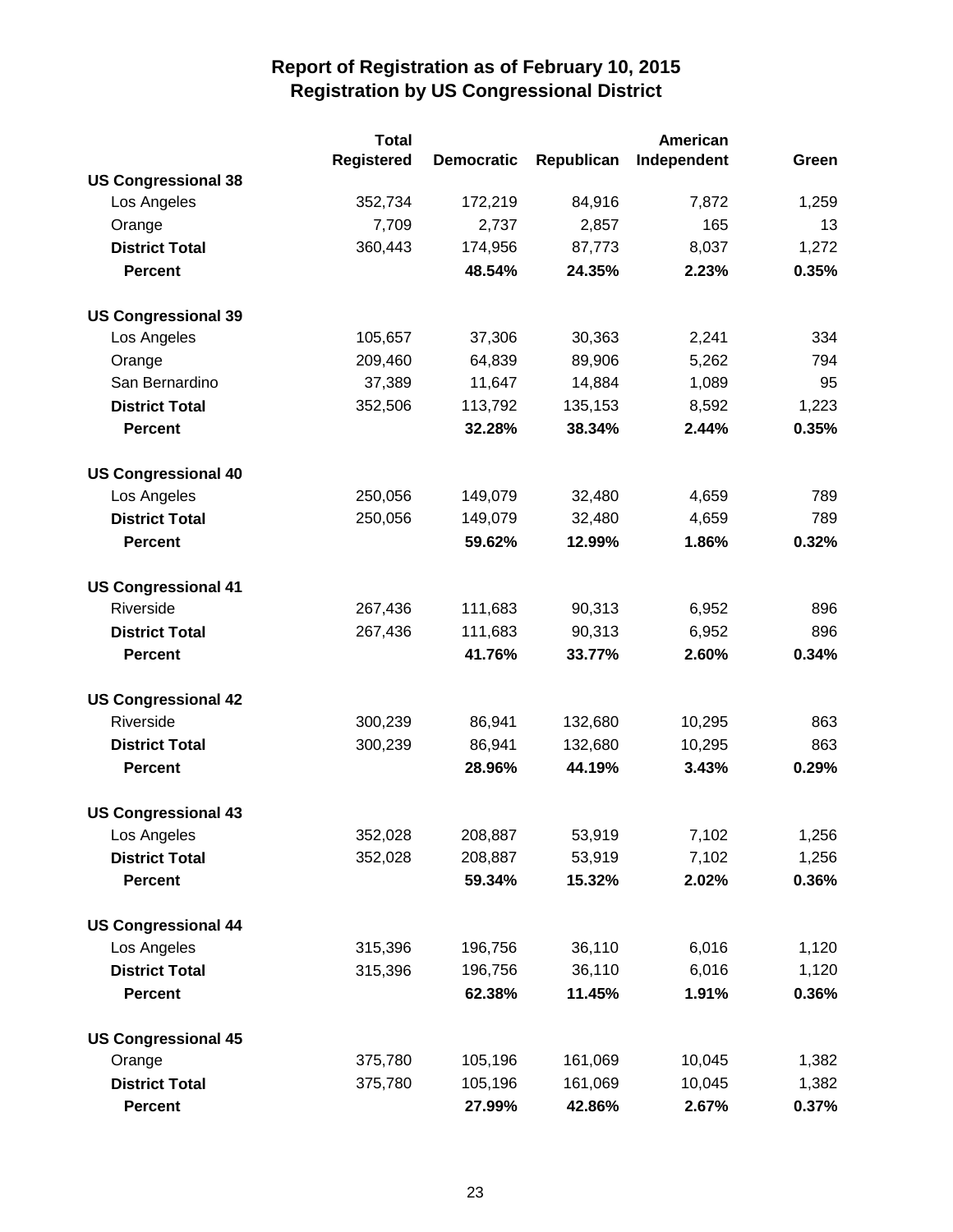# Report of Registration as of February 10, 2015
## Registration by US Congressional District

| | Total Registered | Democratic | Republican | American Independent | Green |
|---|---|---|---|---|---|
| **US Congressional 38** | | | | | |
| Los Angeles | 352,734 | 172,219 | 84,916 | 7,872 | 1,259 |
| Orange | 7,709 | 2,737 | 2,857 | 165 | 13 |
| **District Total** | 360,443 | 174,956 | 87,773 | 8,037 | 1,272 |
| **Percent** | | **48.54%** | **24.35%** | **2.23%** | **0.35%** |
| **US Congressional 39** | | | | | |
| Los Angeles | 105,657 | 37,306 | 30,363 | 2,241 | 334 |
| Orange | 209,460 | 64,839 | 89,906 | 5,262 | 794 |
| San Bernardino | 37,389 | 11,647 | 14,884 | 1,089 | 95 |
| **District Total** | 352,506 | 113,792 | 135,153 | 8,592 | 1,223 |
| **Percent** | | **32.28%** | **38.34%** | **2.44%** | **0.35%** |
| **US Congressional 40** | | | | | |
| Los Angeles | 250,056 | 149,079 | 32,480 | 4,659 | 789 |
| **District Total** | 250,056 | 149,079 | 32,480 | 4,659 | 789 |
| **Percent** | | **59.62%** | **12.99%** | **1.86%** | **0.32%** |
| **US Congressional 41** | | | | | |
| Riverside | 267,436 | 111,683 | 90,313 | 6,952 | 896 |
| **District Total** | 267,436 | 111,683 | 90,313 | 6,952 | 896 |
| **Percent** | | **41.76%** | **33.77%** | **2.60%** | **0.34%** |
| **US Congressional 42** | | | | | |
| Riverside | 300,239 | 86,941 | 132,680 | 10,295 | 863 |
| **District Total** | 300,239 | 86,941 | 132,680 | 10,295 | 863 |
| **Percent** | | **28.96%** | **44.19%** | **3.43%** | **0.29%** |
| **US Congressional 43** | | | | | |
| Los Angeles | 352,028 | 208,887 | 53,919 | 7,102 | 1,256 |
| **District Total** | 352,028 | 208,887 | 53,919 | 7,102 | 1,256 |
| **Percent** | | **59.34%** | **15.32%** | **2.02%** | **0.36%** |
| **US Congressional 44** | | | | | |
| Los Angeles | 315,396 | 196,756 | 36,110 | 6,016 | 1,120 |
| **District Total** | 315,396 | 196,756 | 36,110 | 6,016 | 1,120 |
| **Percent** | | **62.38%** | **11.45%** | **1.91%** | **0.36%** |
| **US Congressional 45** | | | | | |
| Orange | 375,780 | 105,196 | 161,069 | 10,045 | 1,382 |
| **District Total** | 375,780 | 105,196 | 161,069 | 10,045 | 1,382 |
| **Percent** | | **27.99%** | **42.86%** | **2.67%** | **0.37%** |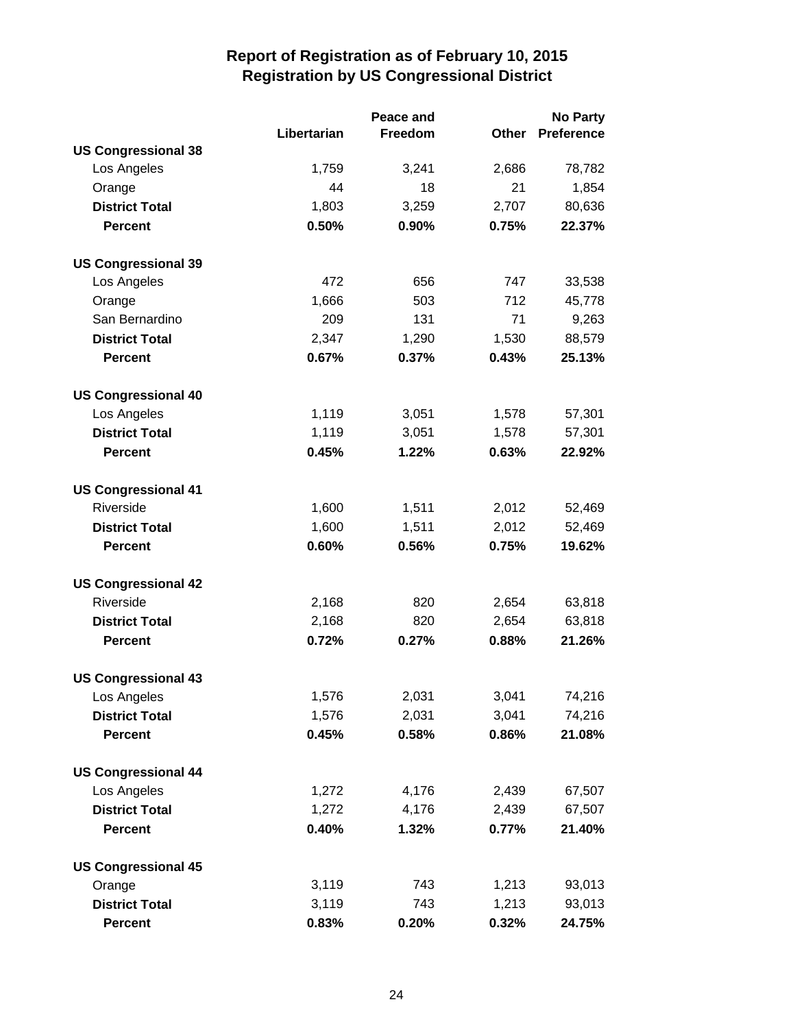# Report of Registration as of February 10, 2015
## Registration by US Congressional District

| | Libertarian | Peace and Freedom | Other | No Party Preference |
|---|---|---|---|---|
| **US Congressional 38** | | | | |
| Los Angeles | 1,759 | 3,241 | 2,686 | 78,782 |
| Orange | 44 | 18 | 21 | 1,854 |
| **District Total** | 1,803 | 3,259 | 2,707 | 80,636 |
| **Percent** | **0.50%** | **0.90%** | **0.75%** | **22.37%** |
| **US Congressional 39** | | | | |
| Los Angeles | 472 | 656 | 747 | 33,538 |
| Orange | 1,666 | 503 | 712 | 45,778 |
| San Bernardino | 209 | 131 | 71 | 9,263 |
| **District Total** | 2,347 | 1,290 | 1,530 | 88,579 |
| **Percent** | **0.67%** | **0.37%** | **0.43%** | **25.13%** |
| **US Congressional 40** | | | | |
| Los Angeles | 1,119 | 3,051 | 1,578 | 57,301 |
| **District Total** | 1,119 | 3,051 | 1,578 | 57,301 |
| **Percent** | **0.45%** | **1.22%** | **0.63%** | **22.92%** |
| **US Congressional 41** | | | | |
| Riverside | 1,600 | 1,511 | 2,012 | 52,469 |
| **District Total** | 1,600 | 1,511 | 2,012 | 52,469 |
| **Percent** | **0.60%** | **0.56%** | **0.75%** | **19.62%** |
| **US Congressional 42** | | | | |
| Riverside | 2,168 | 820 | 2,654 | 63,818 |
| **District Total** | 2,168 | 820 | 2,654 | 63,818 |
| **Percent** | **0.72%** | **0.27%** | **0.88%** | **21.26%** |
| **US Congressional 43** | | | | |
| Los Angeles | 1,576 | 2,031 | 3,041 | 74,216 |
| **District Total** | 1,576 | 2,031 | 3,041 | 74,216 |
| **Percent** | **0.45%** | **0.58%** | **0.86%** | **21.08%** |
| **US Congressional 44** | | | | |
| Los Angeles | 1,272 | 4,176 | 2,439 | 67,507 |
| **District Total** | 1,272 | 4,176 | 2,439 | 67,507 |
| **Percent** | **0.40%** | **1.32%** | **0.77%** | **21.40%** |
| **US Congressional 45** | | | | |
| Orange | 3,119 | 743 | 1,213 | 93,013 |
| **District Total** | 3,119 | 743 | 1,213 | 93,013 |
| **Percent** | **0.83%** | **0.20%** | **0.32%** | **24.75%** |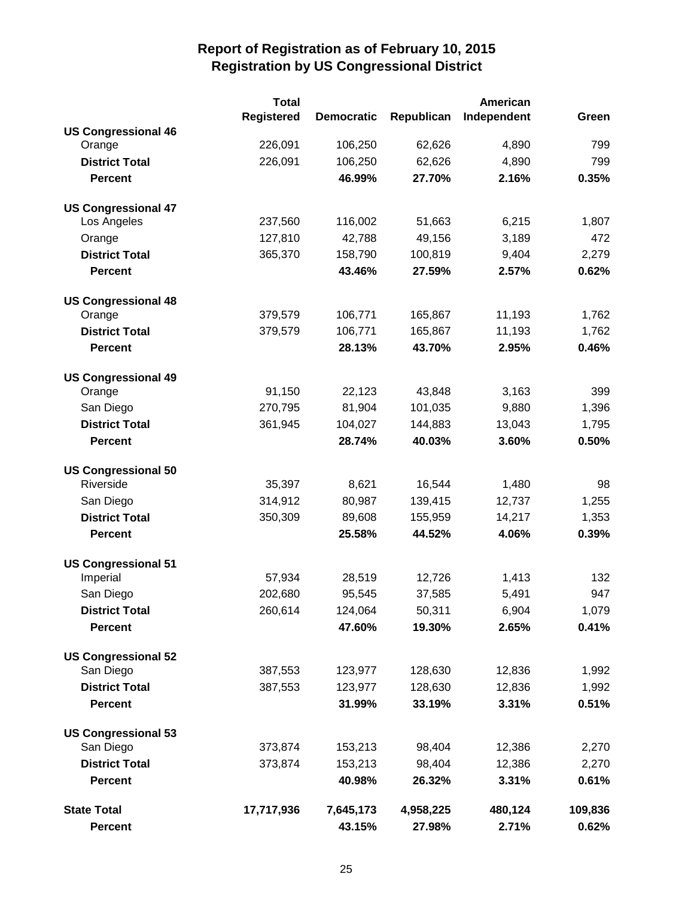# Report of Registration as of February 10, 2015
## Registration by US Congressional District

| | Total Registered | Democratic | Republican | American Independent | Green |
|---|---|---|---|---|---|
| **US Congressional 46** | | | | | |
| Orange | 226,091 | 106,250 | 62,626 | 4,890 | 799 |
| **District Total** | 226,091 | 106,250 | 62,626 | 4,890 | 799 |
| **Percent** | | **46.99%** | **27.70%** | **2.16%** | **0.35%** |
| **US Congressional 47** | | | | | |
| Los Angeles | 237,560 | 116,002 | 51,663 | 6,215 | 1,807 |
| Orange | 127,810 | 42,788 | 49,156 | 3,189 | 472 |
| **District Total** | 365,370 | 158,790 | 100,819 | 9,404 | 2,279 |
| **Percent** | | **43.46%** | **27.59%** | **2.57%** | **0.62%** |
| **US Congressional 48** | | | | | |
| Orange | 379,579 | 106,771 | 165,867 | 11,193 | 1,762 |
| **District Total** | 379,579 | 106,771 | 165,867 | 11,193 | 1,762 |
| **Percent** | | **28.13%** | **43.70%** | **2.95%** | **0.46%** |
| **US Congressional 49** | | | | | |
| Orange | 91,150 | 22,123 | 43,848 | 3,163 | 399 |
| San Diego | 270,795 | 81,904 | 101,035 | 9,880 | 1,396 |
| **District Total** | 361,945 | 104,027 | 144,883 | 13,043 | 1,795 |
| **Percent** | | **28.74%** | **40.03%** | **3.60%** | **0.50%** |
| **US Congressional 50** | | | | | |
| Riverside | 35,397 | 8,621 | 16,544 | 1,480 | 98 |
| San Diego | 314,912 | 80,987 | 139,415 | 12,737 | 1,255 |
| **District Total** | 350,309 | 89,608 | 155,959 | 14,217 | 1,353 |
| **Percent** | | **25.58%** | **44.52%** | **4.06%** | **0.39%** |
| **US Congressional 51** | | | | | |
| Imperial | 57,934 | 28,519 | 12,726 | 1,413 | 132 |
| San Diego | 202,680 | 95,545 | 37,585 | 5,491 | 947 |
| **District Total** | 260,614 | 124,064 | 50,311 | 6,904 | 1,079 |
| **Percent** | | **47.60%** | **19.30%** | **2.65%** | **0.41%** |
| **US Congressional 52** | | | | | |
| San Diego | 387,553 | 123,977 | 128,630 | 12,836 | 1,992 |
| **District Total** | 387,553 | 123,977 | 128,630 | 12,836 | 1,992 |
| **Percent** | | **31.99%** | **33.19%** | **3.31%** | **0.51%** |
| **US Congressional 53** | | | | | |
| San Diego | 373,874 | 153,213 | 98,404 | 12,386 | 2,270 |
| **District Total** | 373,874 | 153,213 | 98,404 | 12,386 | 2,270 |
| **Percent** | | **40.98%** | **26.32%** | **3.31%** | **0.61%** |
| **State Total** | **17,717,936** | **7,645,173** | **4,958,225** | **480,124** | **109,836** |
| **Percent** | | **43.15%** | **27.98%** | **2.71%** | **0.62%** |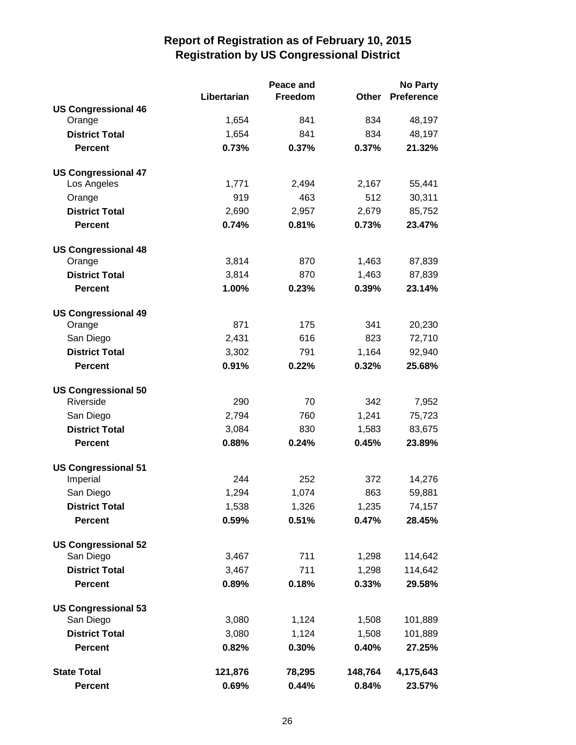# Report of Registration as of February 10, 2015
## Registration by US Congressional District

| | Libertarian | Peace and Freedom | Other | No Party Preference |
|---|---|---|---|---|
| **US Congressional 46** | | | | |
| Orange | 1,654 | 841 | 834 | 48,197 |
| **District Total** | 1,654 | 841 | 834 | 48,197 |
| **Percent** | **0.73%** | **0.37%** | **0.37%** | **21.32%** |
| **US Congressional 47** | | | | |
| Los Angeles | 1,771 | 2,494 | 2,167 | 55,441 |
| Orange | 919 | 463 | 512 | 30,311 |
| **District Total** | 2,690 | 2,957 | 2,679 | 85,752 |
| **Percent** | **0.74%** | **0.81%** | **0.73%** | **23.47%** |
| **US Congressional 48** | | | | |
| Orange | 3,814 | 870 | 1,463 | 87,839 |
| **District Total** | 3,814 | 870 | 1,463 | 87,839 |
| **Percent** | **1.00%** | **0.23%** | **0.39%** | **23.14%** |
| **US Congressional 49** | | | | |
| Orange | 871 | 175 | 341 | 20,230 |
| San Diego | 2,431 | 616 | 823 | 72,710 |
| **District Total** | 3,302 | 791 | 1,164 | 92,940 |
| **Percent** | **0.91%** | **0.22%** | **0.32%** | **25.68%** |
| **US Congressional 50** | | | | |
| Riverside | 290 | 70 | 342 | 7,952 |
| San Diego | 2,794 | 760 | 1,241 | 75,723 |
| **District Total** | 3,084 | 830 | 1,583 | 83,675 |
| **Percent** | **0.88%** | **0.24%** | **0.45%** | **23.89%** |
| **US Congressional 51** | | | | |
| Imperial | 244 | 252 | 372 | 14,276 |
| San Diego | 1,294 | 1,074 | 863 | 59,881 |
| **District Total** | 1,538 | 1,326 | 1,235 | 74,157 |
| **Percent** | **0.59%** | **0.51%** | **0.47%** | **28.45%** |
| **US Congressional 52** | | | | |
| San Diego | 3,467 | 711 | 1,298 | 114,642 |
| **District Total** | 3,467 | 711 | 1,298 | 114,642 |
| **Percent** | **0.89%** | **0.18%** | **0.33%** | **29.58%** |
| **US Congressional 53** | | | | |
| San Diego | 3,080 | 1,124 | 1,508 | 101,889 |
| **District Total** | 3,080 | 1,124 | 1,508 | 101,889 |
| **Percent** | **0.82%** | **0.30%** | **0.40%** | **27.25%** |
| **State Total** | **121,876** | **78,295** | **148,764** | **4,175,643** |
| **Percent** | **0.69%** | **0.44%** | **0.84%** | **23.57%** |